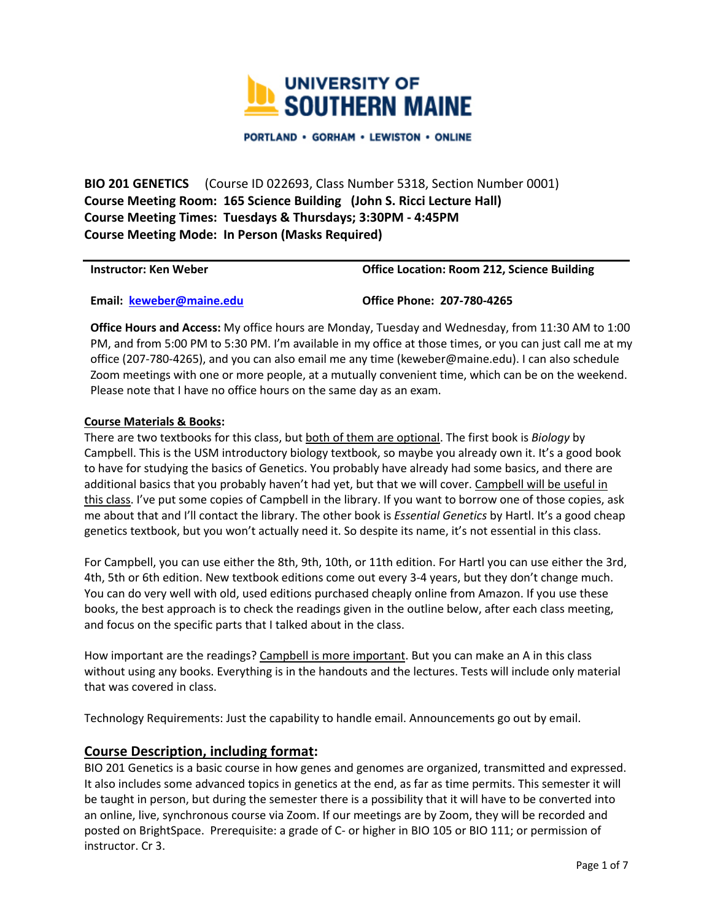UNIVERSITY OF SOUTHERN MAINE

PORTLAND • GORHAM • LEWISTON • ONLINE

**BIO 201 GENETICS** (Course ID 022693, Class Number 5318, Section Number 0001)
**Course Meeting Room: 165 Science Building (John S. Ricci Lecture Hall)**
**Course Meeting Times: Tuesdays & Thursdays; 3:30PM - 4:45PM**
**Course Meeting Mode: In Person (Masks Required)**

---

**Instructor: Ken Weber** | **Office Location: Room 212, Science Building**

**Email: keweber@maine.edu** | **Office Phone: 207-780-4265**

**Office Hours and Access:** My office hours are Monday, Tuesday and Wednesday, from 11:30 AM to 1:00 PM, and from 5:00 PM to 5:30 PM. I'm available in my office at those times, or you can just call me at my office (207-780-4265), and you can also email me any time (keweber@maine.edu). I can also schedule Zoom meetings with one or more people, at a mutually convenient time, which can be on the weekend. Please note that I have no office hours on the same day as an exam.

**Course Materials & Books:**

There are two textbooks for this class, but both of them are optional. The first book is *Biology* by Campbell. This is the USM introductory biology textbook, so maybe you already own it. It's a good book to have for studying the basics of Genetics. You probably have already had some basics, and there are additional basics that you probably haven't had yet, but that we will cover. Campbell will be useful in this class. I've put some copies of Campbell in the library. If you want to borrow one of those copies, ask me about that and I'll contact the library. The other book is *Essential Genetics* by Hartl. It's a good cheap genetics textbook, but you won't actually need it. So despite its name, it's not essential in this class.

For Campbell, you can use either the 8th, 9th, 10th, or 11th edition. For Hartl you can use either the 3rd, 4th, 5th or 6th edition. New textbook editions come out every 3-4 years, but they don't change much. You can do very well with old, used editions purchased cheaply online from Amazon. If you use these books, the best approach is to check the readings given in the outline below, after each class meeting, and focus on the specific parts that I talked about in the class.

How important are the readings? Campbell is more important. But you can make an A in this class without using any books. Everything is in the handouts and the lectures. Tests will include only material that was covered in class.

Technology Requirements: Just the capability to handle email. Announcements go out by email.

## Course Description, including format:

BIO 201 Genetics is a basic course in how genes and genomes are organized, transmitted and expressed. It also includes some advanced topics in genetics at the end, as far as time permits. This semester it will be taught in person, but during the semester there is a possibility that it will have to be converted into an online, live, synchronous course via Zoom. If our meetings are by Zoom, they will be recorded and posted on BrightSpace. Prerequisite: a grade of C- or higher in BIO 105 or BIO 111; or permission of instructor. Cr 3.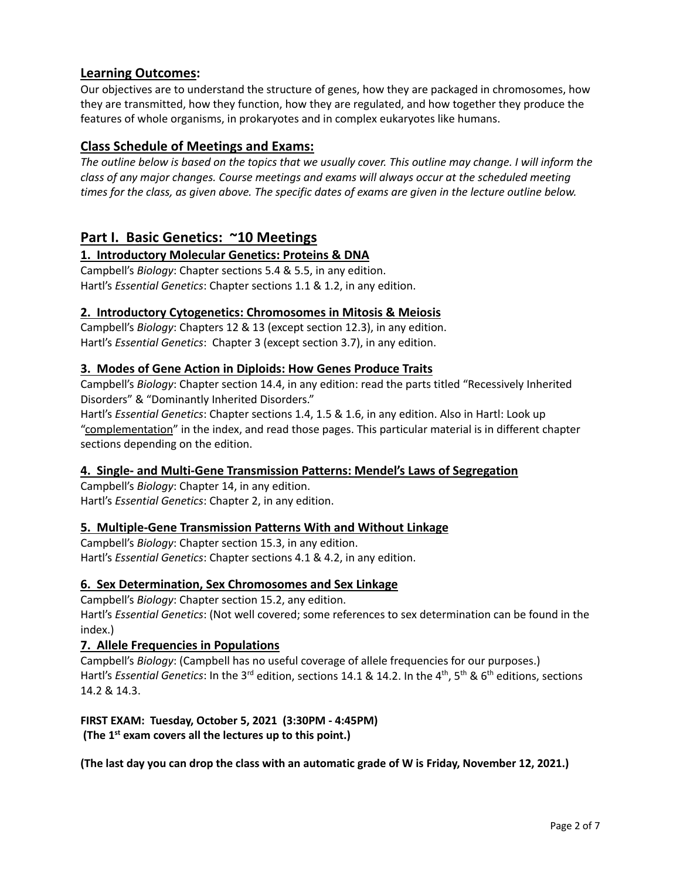## Learning Outcomes:

Our objectives are to understand the structure of genes, how they are packaged in chromosomes, how they are transmitted, how they function, how they are regulated, and how together they produce the features of whole organisms, in prokaryotes and in complex eukaryotes like humans.

## Class Schedule of Meetings and Exams:

*The outline below is based on the topics that we usually cover. This outline may change. I will inform the class of any major changes. Course meetings and exams will always occur at the scheduled meeting times for the class, as given above. The specific dates of exams are given in the lecture outline below.*

# Part I. Basic Genetics: ~10 Meetings

### 1. Introductory Molecular Genetics: Proteins & DNA

Campbell's *Biology*: Chapter sections 5.4 & 5.5, in any edition.
Hartl's *Essential Genetics*: Chapter sections 1.1 & 1.2, in any edition.

### 2. Introductory Cytogenetics: Chromosomes in Mitosis & Meiosis

Campbell's *Biology*: Chapters 12 & 13 (except section 12.3), in any edition.
Hartl's *Essential Genetics*: Chapter 3 (except section 3.7), in any edition.

### 3. Modes of Gene Action in Diploids: How Genes Produce Traits

Campbell's *Biology*: Chapter section 14.4, in any edition: read the parts titled "Recessively Inherited Disorders" & "Dominantly Inherited Disorders."
Hartl's *Essential Genetics*: Chapter sections 1.4, 1.5 & 1.6, in any edition. Also in Hartl: Look up "complementation" in the index, and read those pages. This particular material is in different chapter sections depending on the edition.

### 4. Single- and Multi-Gene Transmission Patterns: Mendel's Laws of Segregation

Campbell's *Biology*: Chapter 14, in any edition.
Hartl's *Essential Genetics*: Chapter 2, in any edition.

### 5. Multiple-Gene Transmission Patterns With and Without Linkage

Campbell's *Biology*: Chapter section 15.3, in any edition.
Hartl's *Essential Genetics*: Chapter sections 4.1 & 4.2, in any edition.

### 6. Sex Determination, Sex Chromosomes and Sex Linkage

Campbell's *Biology*: Chapter section 15.2, any edition.
Hartl's *Essential Genetics*: (Not well covered; some references to sex determination can be found in the index.)

### 7. Allele Frequencies in Populations

Campbell's *Biology*: (Campbell has no useful coverage of allele frequencies for our purposes.)
Hartl's *Essential Genetics*: In the 3rd edition, sections 14.1 & 14.2. In the 4th, 5th & 6th editions, sections 14.2 & 14.3.

**FIRST EXAM: Tuesday, October 5, 2021 (3:30PM - 4:45PM)**
**(The 1st exam covers all the lectures up to this point.)**

**(The last day you can drop the class with an automatic grade of W is Friday, November 12, 2021.)**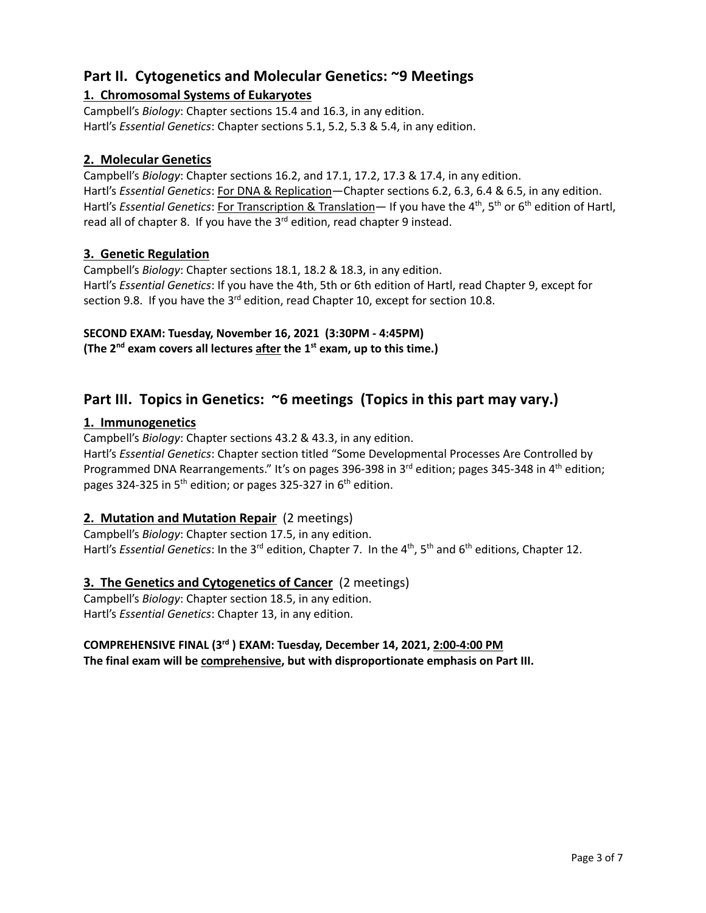## Part II. Cytogenetics and Molecular Genetics: ~9 Meetings

### 1. Chromosomal Systems of Eukaryotes

Campbell's *Biology*: Chapter sections 15.4 and 16.3, in any edition.
Hartl's *Essential Genetics*: Chapter sections 5.1, 5.2, 5.3 & 5.4, in any edition.

### 2. Molecular Genetics

Campbell's *Biology*: Chapter sections 16.2, and 17.1, 17.2, 17.3 & 17.4, in any edition.
Hartl's *Essential Genetics*: For DNA & Replication—Chapter sections 6.2, 6.3, 6.4 & 6.5, in any edition.
Hartl's *Essential Genetics*: For Transcription & Translation— If you have the 4th, 5th or 6th edition of Hartl, read all of chapter 8. If you have the 3rd edition, read chapter 9 instead.

### 3. Genetic Regulation

Campbell's *Biology*: Chapter sections 18.1, 18.2 & 18.3, in any edition.
Hartl's *Essential Genetics*: If you have the 4th, 5th or 6th edition of Hartl, read Chapter 9, except for section 9.8. If you have the 3rd edition, read Chapter 10, except for section 10.8.

**SECOND EXAM: Tuesday, November 16, 2021 (3:30PM - 4:45PM)**
**(The 2nd exam covers all lectures after the 1st exam, up to this time.)**

## Part III. Topics in Genetics: ~6 meetings (Topics in this part may vary.)

### 1. Immunogenetics

Campbell's *Biology*: Chapter sections 43.2 & 43.3, in any edition.
Hartl's *Essential Genetics*: Chapter section titled "Some Developmental Processes Are Controlled by Programmed DNA Rearrangements." It's on pages 396-398 in 3rd edition; pages 345-348 in 4th edition; pages 324-325 in 5th edition; or pages 325-327 in 6th edition.

### 2. Mutation and Mutation Repair (2 meetings)

Campbell's *Biology*: Chapter section 17.5, in any edition.
Hartl's *Essential Genetics*: In the 3rd edition, Chapter 7. In the 4th, 5th and 6th editions, Chapter 12.

### 3. The Genetics and Cytogenetics of Cancer (2 meetings)

Campbell's *Biology*: Chapter section 18.5, in any edition.
Hartl's *Essential Genetics*: Chapter 13, in any edition.

**COMPREHENSIVE FINAL (3rd ) EXAM: Tuesday, December 14, 2021, 2:00-4:00 PM**
**The final exam will be comprehensive, but with disproportionate emphasis on Part III.**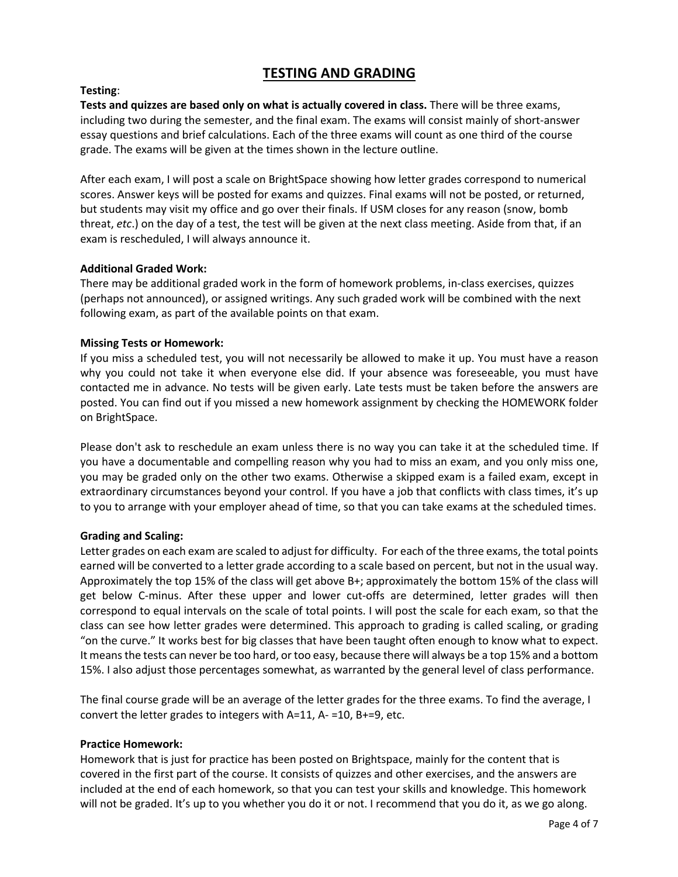# TESTING AND GRADING

**Testing**:

**Tests and quizzes are based only on what is actually covered in class.** There will be three exams, including two during the semester, and the final exam. The exams will consist mainly of short-answer essay questions and brief calculations. Each of the three exams will count as one third of the course grade. The exams will be given at the times shown in the lecture outline.

After each exam, I will post a scale on BrightSpace showing how letter grades correspond to numerical scores. Answer keys will be posted for exams and quizzes. Final exams will not be posted, or returned, but students may visit my office and go over their finals. If USM closes for any reason (snow, bomb threat, *etc*.) on the day of a test, the test will be given at the next class meeting. Aside from that, if an exam is rescheduled, I will always announce it.

**Additional Graded Work:**

There may be additional graded work in the form of homework problems, in-class exercises, quizzes (perhaps not announced), or assigned writings. Any such graded work will be combined with the next following exam, as part of the available points on that exam.

**Missing Tests or Homework:**

If you miss a scheduled test, you will not necessarily be allowed to make it up. You must have a reason why you could not take it when everyone else did. If your absence was foreseeable, you must have contacted me in advance. No tests will be given early. Late tests must be taken before the answers are posted. You can find out if you missed a new homework assignment by checking the HOMEWORK folder on BrightSpace.

Please don't ask to reschedule an exam unless there is no way you can take it at the scheduled time. If you have a documentable and compelling reason why you had to miss an exam, and you only miss one, you may be graded only on the other two exams. Otherwise a skipped exam is a failed exam, except in extraordinary circumstances beyond your control. If you have a job that conflicts with class times, it's up to you to arrange with your employer ahead of time, so that you can take exams at the scheduled times.

**Grading and Scaling:**

Letter grades on each exam are scaled to adjust for difficulty. For each of the three exams, the total points earned will be converted to a letter grade according to a scale based on percent, but not in the usual way. Approximately the top 15% of the class will get above B+; approximately the bottom 15% of the class will get below C-minus. After these upper and lower cut-offs are determined, letter grades will then correspond to equal intervals on the scale of total points. I will post the scale for each exam, so that the class can see how letter grades were determined. This approach to grading is called scaling, or grading "on the curve." It works best for big classes that have been taught often enough to know what to expect. It means the tests can never be too hard, or too easy, because there will always be a top 15% and a bottom 15%. I also adjust those percentages somewhat, as warranted by the general level of class performance.

The final course grade will be an average of the letter grades for the three exams. To find the average, I convert the letter grades to integers with A=11, A- =10, B+=9, etc.

**Practice Homework:**

Homework that is just for practice has been posted on Brightspace, mainly for the content that is covered in the first part of the course. It consists of quizzes and other exercises, and the answers are included at the end of each homework, so that you can test your skills and knowledge. This homework will not be graded. It's up to you whether you do it or not. I recommend that you do it, as we go along.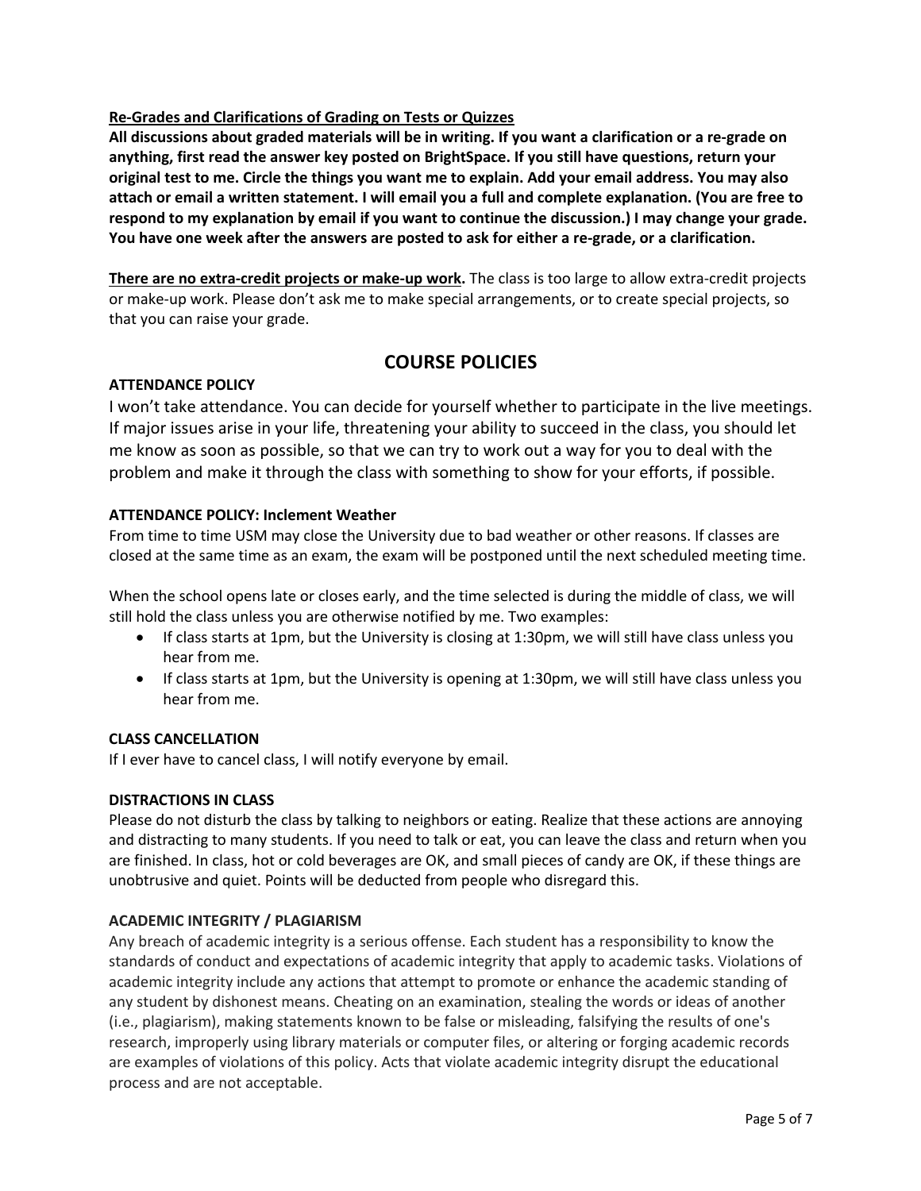**Re-Grades and Clarifications of Grading on Tests or Quizzes**

**All discussions about graded materials will be in writing. If you want a clarification or a re-grade on anything, first read the answer key posted on BrightSpace. If you still have questions, return your original test to me. Circle the things you want me to explain. Add your email address. You may also attach or email a written statement. I will email you a full and complete explanation. (You are free to respond to my explanation by email if you want to continue the discussion.) I may change your grade. You have one week after the answers are posted to ask for either a re-grade, or a clarification.**

**There are no extra-credit projects or make-up work.** The class is too large to allow extra-credit projects or make-up work. Please don't ask me to make special arrangements, or to create special projects, so that you can raise your grade.

## COURSE POLICIES

**ATTENDANCE POLICY**

I won't take attendance. You can decide for yourself whether to participate in the live meetings. If major issues arise in your life, threatening your ability to succeed in the class, you should let me know as soon as possible, so that we can try to work out a way for you to deal with the problem and make it through the class with something to show for your efforts, if possible.

**ATTENDANCE POLICY: Inclement Weather**

From time to time USM may close the University due to bad weather or other reasons. If classes are closed at the same time as an exam, the exam will be postponed until the next scheduled meeting time.

When the school opens late or closes early, and the time selected is during the middle of class, we will still hold the class unless you are otherwise notified by me. Two examples:

- If class starts at 1pm, but the University is closing at 1:30pm, we will still have class unless you hear from me.
- If class starts at 1pm, but the University is opening at 1:30pm, we will still have class unless you hear from me.

**CLASS CANCELLATION**

If I ever have to cancel class, I will notify everyone by email.

**DISTRACTIONS IN CLASS**

Please do not disturb the class by talking to neighbors or eating. Realize that these actions are annoying and distracting to many students. If you need to talk or eat, you can leave the class and return when you are finished. In class, hot or cold beverages are OK, and small pieces of candy are OK, if these things are unobtrusive and quiet. Points will be deducted from people who disregard this.

**ACADEMIC INTEGRITY / PLAGIARISM**

Any breach of academic integrity is a serious offense. Each student has a responsibility to know the standards of conduct and expectations of academic integrity that apply to academic tasks. Violations of academic integrity include any actions that attempt to promote or enhance the academic standing of any student by dishonest means. Cheating on an examination, stealing the words or ideas of another (i.e., plagiarism), making statements known to be false or misleading, falsifying the results of one's research, improperly using library materials or computer files, or altering or forging academic records are examples of violations of this policy. Acts that violate academic integrity disrupt the educational process and are not acceptable.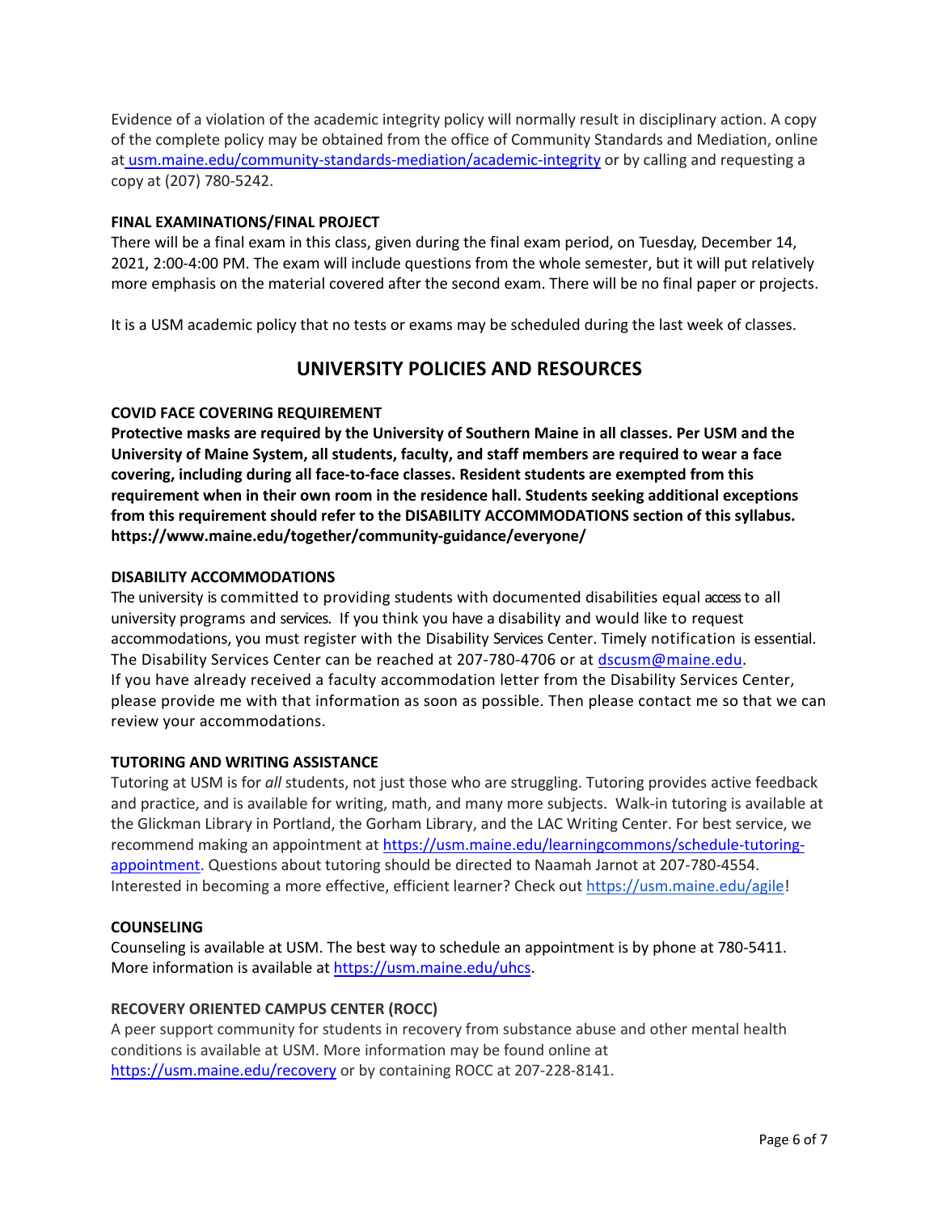Evidence of a violation of the academic integrity policy will normally result in disciplinary action. A copy of the complete policy may be obtained from the office of Community Standards and Mediation, online at [usm.maine.edu/community-standards-mediation/academic-integrity](usm.maine.edu/community-standards-mediation/academic-integrity) or by calling and requesting a copy at (207) 780-5242.

**FINAL EXAMINATIONS/FINAL PROJECT**

There will be a final exam in this class, given during the final exam period, on Tuesday, December 14, 2021, 2:00-4:00 PM. The exam will include questions from the whole semester, but it will put relatively more emphasis on the material covered after the second exam. There will be no final paper or projects.

It is a USM academic policy that no tests or exams may be scheduled during the last week of classes.

## UNIVERSITY POLICIES AND RESOURCES

**COVID FACE COVERING REQUIREMENT**

**Protective masks are required by the University of Southern Maine in all classes. Per USM and the University of Maine System, all students, faculty, and staff members are required to wear a face covering, including during all face-to-face classes. Resident students are exempted from this requirement when in their own room in the residence hall. Students seeking additional exceptions from this requirement should refer to the DISABILITY ACCOMMODATIONS section of this syllabus. https://www.maine.edu/together/community-guidance/everyone/**

**DISABILITY ACCOMMODATIONS**

The university is committed to providing students with documented disabilities equal access to all university programs and services. If you think you have a disability and would like to request accommodations, you must register with the Disability Services Center. Timely notification is essential. The Disability Services Center can be reached at 207-780-4706 or at [dscusm@maine.edu](mailto:dscusm@maine.edu).
If you have already received a faculty accommodation letter from the Disability Services Center, please provide me with that information as soon as possible. Then please contact me so that we can review your accommodations.

**TUTORING AND WRITING ASSISTANCE**

Tutoring at USM is for *all* students, not just those who are struggling. Tutoring provides active feedback and practice, and is available for writing, math, and many more subjects. Walk-in tutoring is available at the Glickman Library in Portland, the Gorham Library, and the LAC Writing Center. For best service, we recommend making an appointment at [https://usm.maine.edu/learningcommons/schedule-tutoring-appointment](https://usm.maine.edu/learningcommons/schedule-tutoring-appointment). Questions about tutoring should be directed to Naamah Jarnot at 207-780-4554. Interested in becoming a more effective, efficient learner? Check out [https://usm.maine.edu/agile](https://usm.maine.edu/agile)!

**COUNSELING**

Counseling is available at USM. The best way to schedule an appointment is by phone at 780-5411. More information is available at [https://usm.maine.edu/uhcs](https://usm.maine.edu/uhcs).

**RECOVERY ORIENTED CAMPUS CENTER (ROCC)**

A peer support community for students in recovery from substance abuse and other mental health conditions is available at USM. More information may be found online at [https://usm.maine.edu/recovery](https://usm.maine.edu/recovery) or by containing ROCC at 207-228-8141.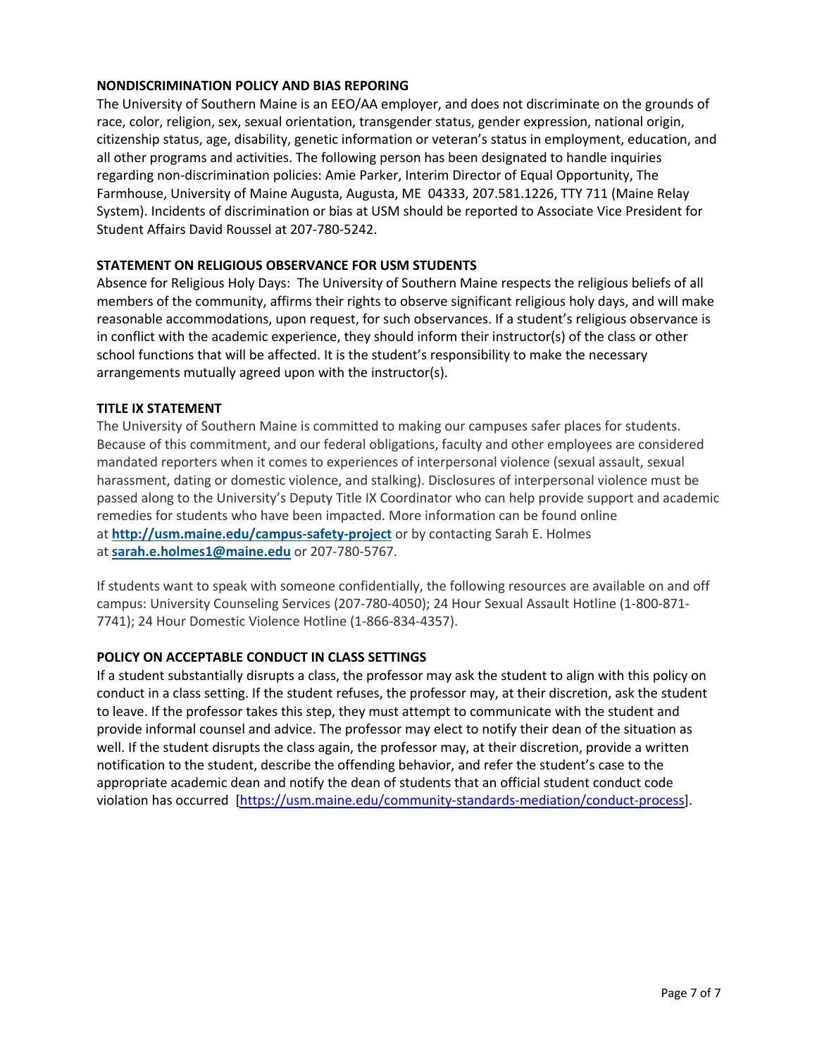**NONDISCRIMINATION POLICY AND BIAS REPORING**

The University of Southern Maine is an EEO/AA employer, and does not discriminate on the grounds of race, color, religion, sex, sexual orientation, transgender status, gender expression, national origin, citizenship status, age, disability, genetic information or veteran's status in employment, education, and all other programs and activities. The following person has been designated to handle inquiries regarding non-discrimination policies: Amie Parker, Interim Director of Equal Opportunity, The Farmhouse, University of Maine Augusta, Augusta, ME 04333, 207.581.1226, TTY 711 (Maine Relay System). Incidents of discrimination or bias at USM should be reported to Associate Vice President for Student Affairs David Roussel at 207-780-5242.

**STATEMENT ON RELIGIOUS OBSERVANCE FOR USM STUDENTS**

Absence for Religious Holy Days: The University of Southern Maine respects the religious beliefs of all members of the community, affirms their rights to observe significant religious holy days, and will make reasonable accommodations, upon request, for such observances. If a student's religious observance is in conflict with the academic experience, they should inform their instructor(s) of the class or other school functions that will be affected. It is the student's responsibility to make the necessary arrangements mutually agreed upon with the instructor(s).

**TITLE IX STATEMENT**

The University of Southern Maine is committed to making our campuses safer places for students. Because of this commitment, and our federal obligations, faculty and other employees are considered mandated reporters when it comes to experiences of interpersonal violence (sexual assault, sexual harassment, dating or domestic violence, and stalking). Disclosures of interpersonal violence must be passed along to the University's Deputy Title IX Coordinator who can help provide support and academic remedies for students who have been impacted. More information can be found online at **http://usm.maine.edu/campus-safety-project** or by contacting Sarah E. Holmes at **sarah.e.holmes1@maine.edu** or 207-780-5767.

If students want to speak with someone confidentially, the following resources are available on and off campus: University Counseling Services (207-780-4050); 24 Hour Sexual Assault Hotline (1-800-871-7741); 24 Hour Domestic Violence Hotline (1-866-834-4357).

**POLICY ON ACCEPTABLE CONDUCT IN CLASS SETTINGS**

If a student substantially disrupts a class, the professor may ask the student to align with this policy on conduct in a class setting. If the student refuses, the professor may, at their discretion, ask the student to leave. If the professor takes this step, they must attempt to communicate with the student and provide informal counsel and advice. The professor may elect to notify their dean of the situation as well. If the student disrupts the class again, the professor may, at their discretion, provide a written notification to the student, describe the offending behavior, and refer the student's case to the appropriate academic dean and notify the dean of students that an official student conduct code violation has occurred [https://usm.maine.edu/community-standards-mediation/conduct-process].